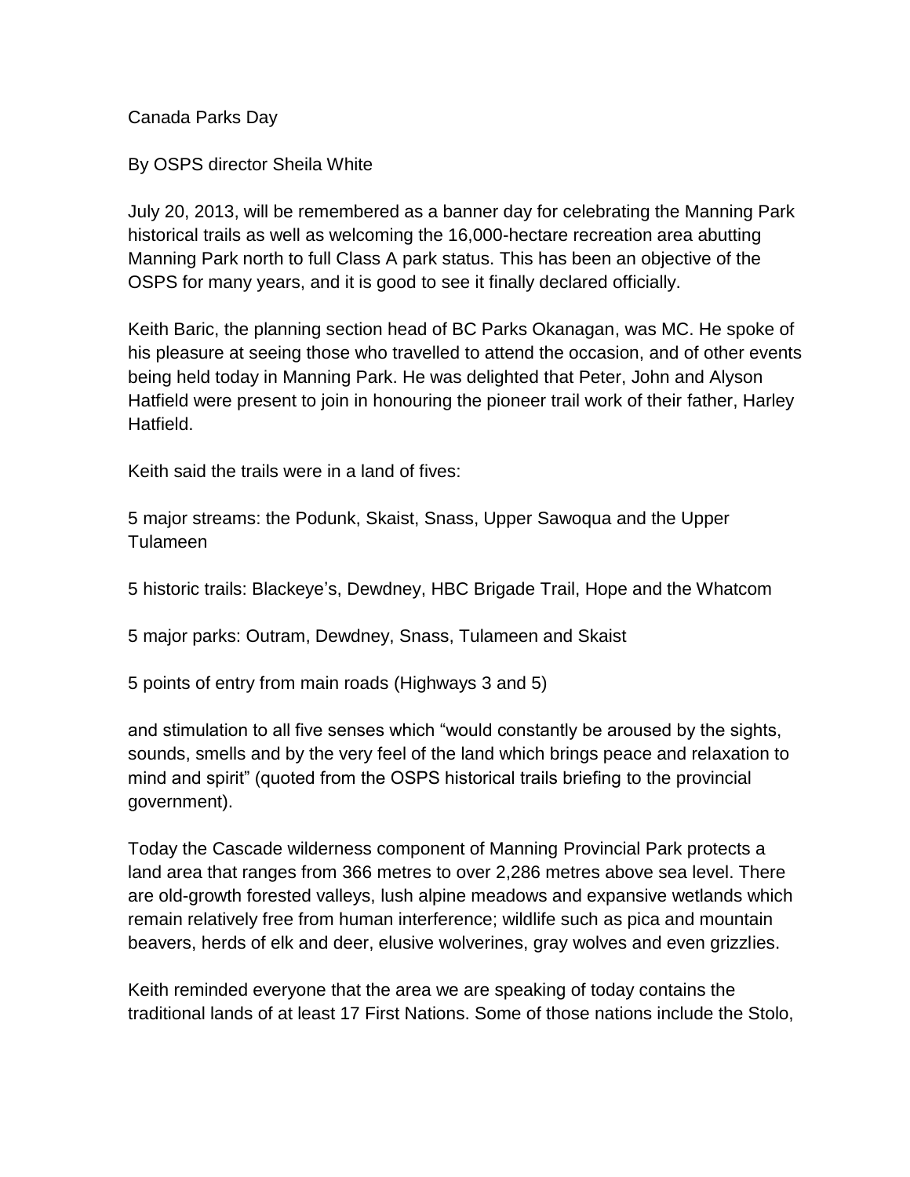# Canada Parks Day

By OSPS director Sheila White

July 20, 2013, will be remembered as a banner day for celebrating the Manning Park historical trails as well as welcoming the 16,000-hectare recreation area abutting Manning Park north to full Class A park status. This has been an objective of the OSPS for many years, and it is good to see it finally declared officially.

Keith Baric, the planning section head of BC Parks Okanagan, was MC. He spoke of his pleasure at seeing those who travelled to attend the occasion, and of other events being held today in Manning Park. He was delighted that Peter, John and Alyson Hatfield were present to join in honouring the pioneer trail work of their father, Harley Hatfield.

Keith said the trails were in a land of fives:

5 major streams: the Podunk, Skaist, Snass, Upper Sawoqua and the Upper Tulameen

5 historic trails: Blackeye's, Dewdney, HBC Brigade Trail, Hope and the Whatcom

5 major parks: Outram, Dewdney, Snass, Tulameen and Skaist

5 points of entry from main roads (Highways 3 and 5)

and stimulation to all five senses which "would constantly be aroused by the sights, sounds, smells and by the very feel of the land which brings peace and relaxation to mind and spirit" (quoted from the OSPS historical trails briefing to the provincial government).

Today the Cascade wilderness component of Manning Provincial Park protects a land area that ranges from 366 metres to over 2,286 metres above sea level. There are old-growth forested valleys, lush alpine meadows and expansive wetlands which remain relatively free from human interference; wildlife such as pica and mountain beavers, herds of elk and deer, elusive wolverines, gray wolves and even grizzlies.

Keith reminded everyone that the area we are speaking of today contains the traditional lands of at least 17 First Nations. Some of those nations include the Stolo,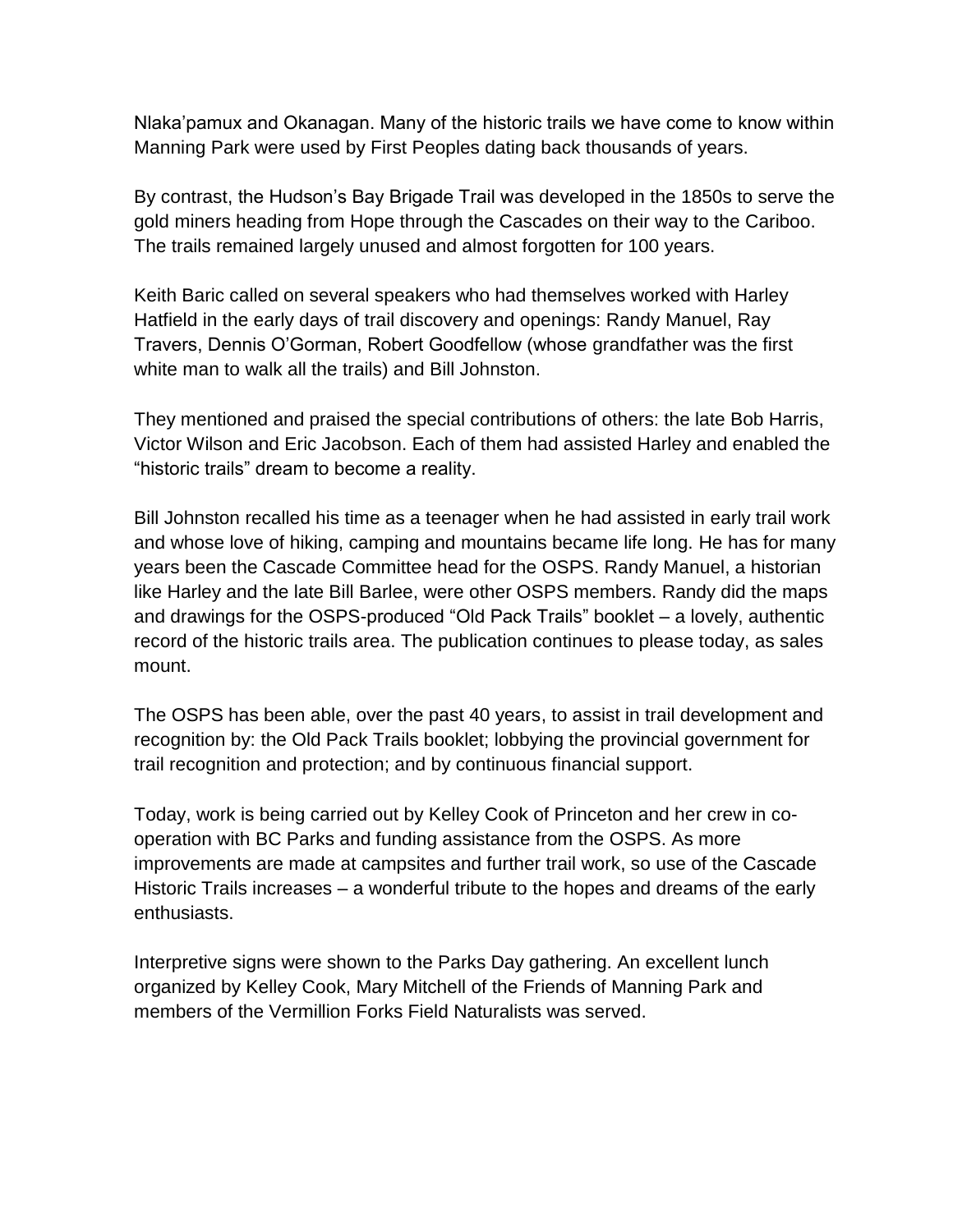Nlaka'pamux and Okanagan. Many of the historic trails we have come to know within Manning Park were used by First Peoples dating back thousands of years.

By contrast, the Hudson's Bay Brigade Trail was developed in the 1850s to serve the gold miners heading from Hope through the Cascades on their way to the Cariboo. The trails remained largely unused and almost forgotten for 100 years.

Keith Baric called on several speakers who had themselves worked with Harley Hatfield in the early days of trail discovery and openings: Randy Manuel, Ray Travers, Dennis O'Gorman, Robert Goodfellow (whose grandfather was the first white man to walk all the trails) and Bill Johnston.

They mentioned and praised the special contributions of others: the late Bob Harris, Victor Wilson and Eric Jacobson. Each of them had assisted Harley and enabled the "historic trails" dream to become a reality.

Bill Johnston recalled his time as a teenager when he had assisted in early trail work and whose love of hiking, camping and mountains became life long. He has for many years been the Cascade Committee head for the OSPS. Randy Manuel, a historian like Harley and the late Bill Barlee, were other OSPS members. Randy did the maps and drawings for the OSPS-produced "Old Pack Trails" booklet – a lovely, authentic record of the historic trails area. The publication continues to please today, as sales mount.

The OSPS has been able, over the past 40 years, to assist in trail development and recognition by: the Old Pack Trails booklet; lobbying the provincial government for trail recognition and protection; and by continuous financial support.

Today, work is being carried out by Kelley Cook of Princeton and her crew in co-operation with BC Parks and funding assistance from the OSPS. As more improvements are made at campsites and further trail work, so use of the Cascade Historic Trails increases – a wonderful tribute to the hopes and dreams of the early enthusiasts.

Interpretive signs were shown to the Parks Day gathering. An excellent lunch organized by Kelley Cook, Mary Mitchell of the Friends of Manning Park and members of the Vermillion Forks Field Naturalists was served.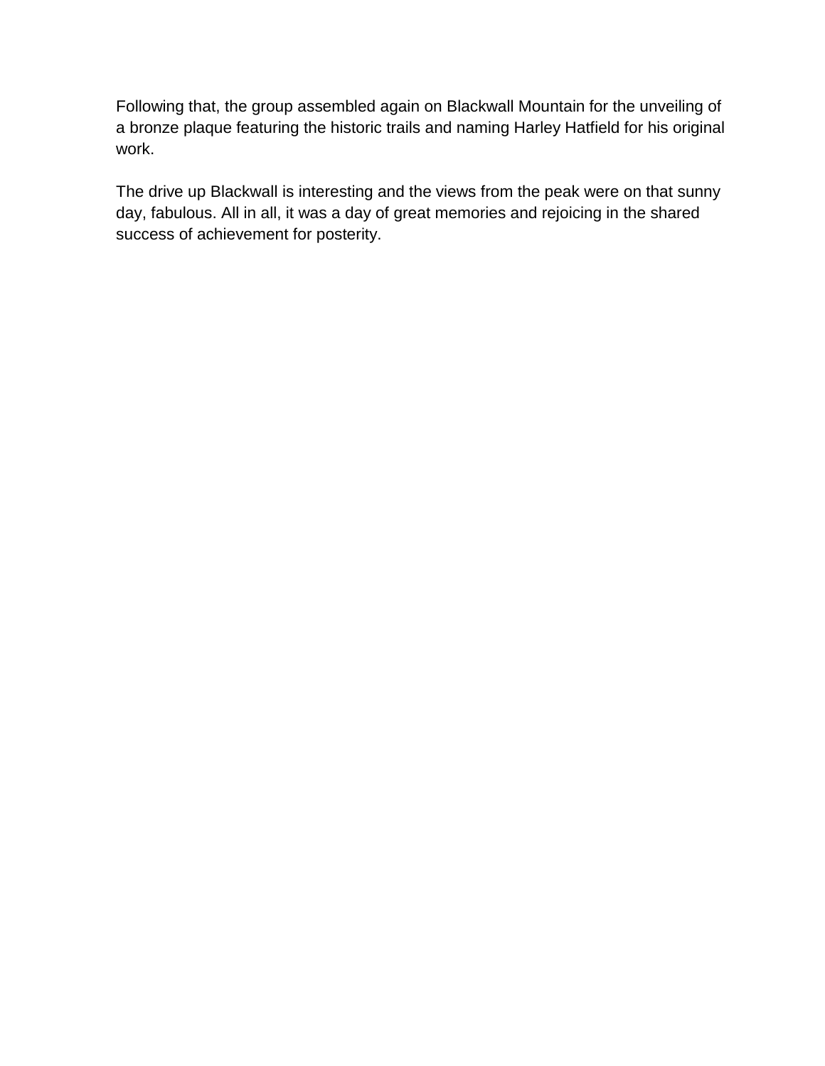Following that, the group assembled again on Blackwall Mountain for the unveiling of a bronze plaque featuring the historic trails and naming Harley Hatfield for his original work.

The drive up Blackwall is interesting and the views from the peak were on that sunny day, fabulous. All in all, it was a day of great memories and rejoicing in the shared success of achievement for posterity.